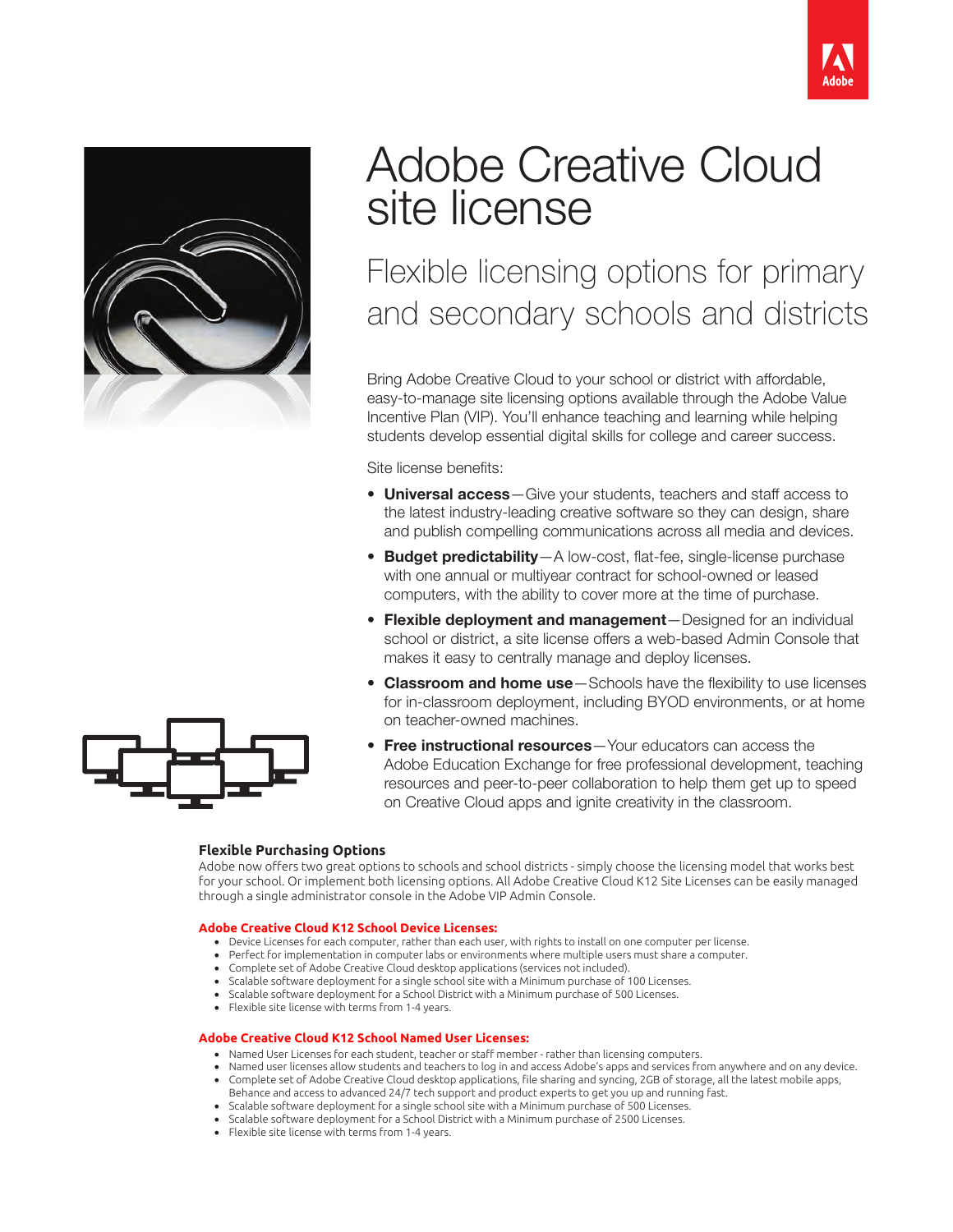# Adobe Creative Cloud site license

## Flexible licensing options for primary and secondary schools and districts

Bring Adobe Creative Cloud to your school or district with affordable, easy-to-manage site licensing options available through the Adobe Value Incentive Plan (VIP). You'll enhance teaching and learning while helping students develop essential digital skills for college and career success.

Site license benefits:

- **Universal access**—Give your students, teachers and staff access to the latest industry-leading creative software so they can design, share and publish compelling communications across all media and devices.
- **Budget predictability**—A low-cost, flat-fee, single-license purchase with one annual or multiyear contract for school-owned or leased computers, with the ability to cover more at the time of purchase.
- **Flexible deployment and management**—Designed for an individual school or district, a site license offers a web-based Admin Console that makes it easy to centrally manage and deploy licenses.
- **Classroom and home use**—Schools have the flexibility to use licenses for in-classroom deployment, including BYOD environments, or at home on teacher-owned machines.
- **Free instructional resources**—Your educators can access the Adobe Education Exchange for free professional development, teaching resources and peer-to-peer collaboration to help them get up to speed on Creative Cloud apps and ignite creativity in the classroom.

### Flexible Purchasing Options

Adobe now offers two great options to schools and school districts - simply choose the licensing model that works best for your school. Or implement both licensing options. All Adobe Creative Cloud K12 Site Licenses can be easily managed through a single administrator console in the Adobe VIP Admin Console.

#### Adobe Creative Cloud K12 School Device Licenses:

- Device Licenses for each computer, rather than each user, with rights to install on one computer per license.
- Perfect for implementation in computer labs or environments where multiple users must share a computer.
- Complete set of Adobe Creative Cloud desktop applications (services not included).
- Scalable software deployment for a single school site with a Minimum purchase of 100 Licenses.
- Scalable software deployment for a School District with a Minimum purchase of 500 Licenses.
- Flexible site license with terms from 1-4 years.

#### Adobe Creative Cloud K12 School Named User Licenses:

- Named User Licenses for each student, teacher or staff member - rather than licensing computers.
- Named user licenses allow students and teachers to log in and access Adobe's apps and services from anywhere and on any device.
- Complete set of Adobe Creative Cloud desktop applications, file sharing and syncing, 2GB of storage, all the latest mobile apps, Behance and access to advanced 24/7 tech support and product experts to get you up and running fast.
- Scalable software deployment for a single school site with a Minimum purchase of 500 Licenses.
- Scalable software deployment for a School District with a Minimum purchase of 2500 Licenses.
- Flexible site license with terms from 1-4 years.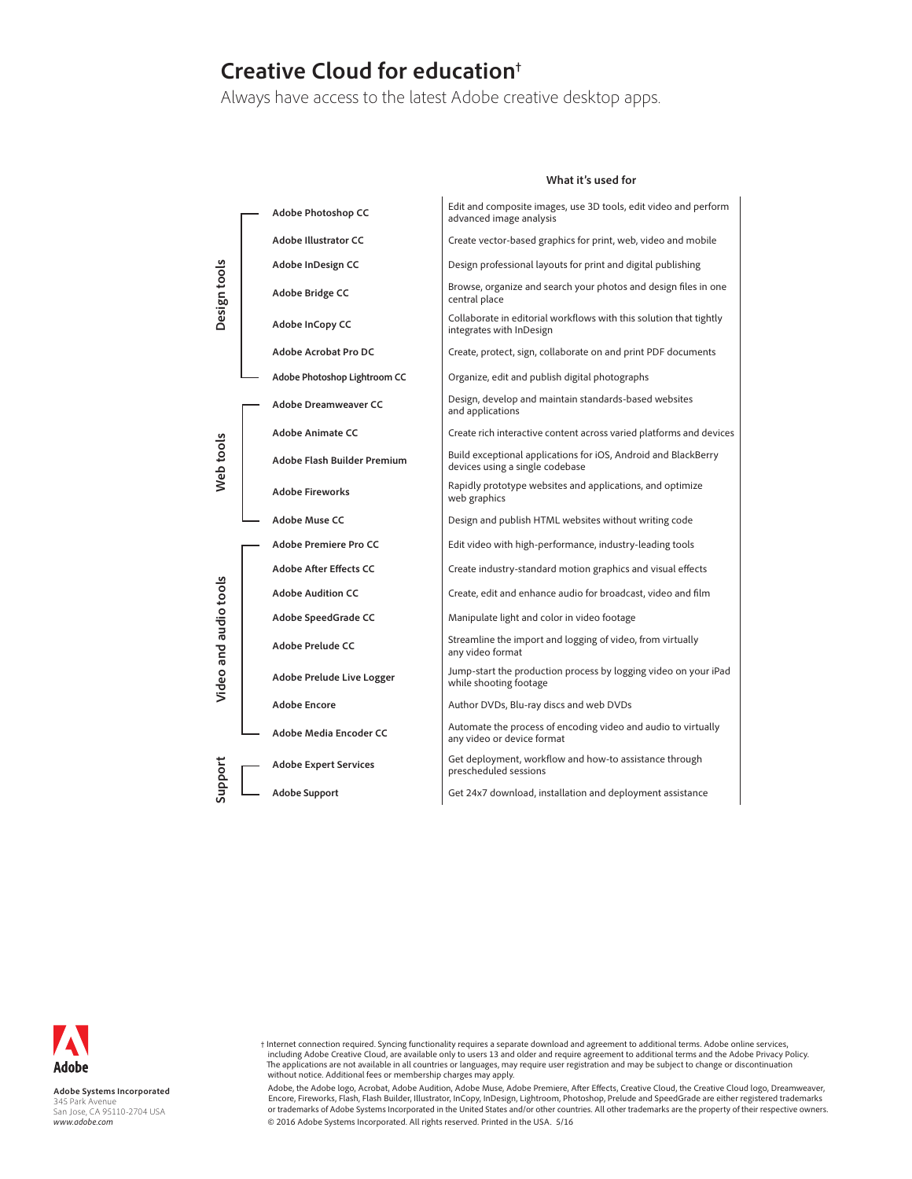# Creative Cloud for education†

Always have access to the latest Adobe creative desktop apps.

| Category | Product | What it's used for |
|---|---|---|
| Design tools | **Adobe Photoshop CC** | Edit and composite images, use 3D tools, edit video and perform advanced image analysis |
| | **Adobe Illustrator CC** | Create vector-based graphics for print, web, video and mobile |
| | **Adobe InDesign CC** | Design professional layouts for print and digital publishing |
| | **Adobe Bridge CC** | Browse, organize and search your photos and design files in one central place |
| | **Adobe InCopy CC** | Collaborate in editorial workflows with this solution that tightly integrates with InDesign |
| | **Adobe Acrobat Pro DC** | Create, protect, sign, collaborate on and print PDF documents |
| | **Adobe Photoshop Lightroom CC** | Organize, edit and publish digital photographs |
| Web tools | **Adobe Dreamweaver CC** | Design, develop and maintain standards-based websites and applications |
| | **Adobe Animate CC** | Create rich interactive content across varied platforms and devices |
| | **Adobe Flash Builder Premium** | Build exceptional applications for iOS, Android and BlackBerry devices using a single codebase |
| | **Adobe Fireworks** | Rapidly prototype websites and applications, and optimize web graphics |
| | **Adobe Muse CC** | Design and publish HTML websites without writing code |
| Video and audio tools | **Adobe Premiere Pro CC** | Edit video with high-performance, industry-leading tools |
| | **Adobe After Effects CC** | Create industry-standard motion graphics and visual effects |
| | **Adobe Audition CC** | Create, edit and enhance audio for broadcast, video and film |
| | **Adobe SpeedGrade CC** | Manipulate light and color in video footage |
| | **Adobe Prelude CC** | Streamline the import and logging of video, from virtually any video format |
| | **Adobe Prelude Live Logger** | Jump-start the production process by logging video on your iPad while shooting footage |
| | **Adobe Encore** | Author DVDs, Blu-ray discs and web DVDs |
| | **Adobe Media Encoder CC** | Automate the process of encoding video and audio to virtually any video or device format |
| Support | **Adobe Expert Services** | Get deployment, workflow and how-to assistance through prescheduled sessions |
| | **Adobe Support** | Get 24x7 download, installation and deployment assistance |

† Internet connection required. Syncing functionality requires a separate download and agreement to additional terms. Adobe online services, including Adobe Creative Cloud, are available only to users 13 and older and require agreement to additional terms and the Adobe Privacy Policy. The applications are not available in all countries or languages, may require user registration and may be subject to change or discontinuation without notice. Additional fees or membership charges may apply.

Adobe, the Adobe logo, Acrobat, Adobe Audition, Adobe Muse, Adobe Premiere, After Effects, Creative Cloud, the Creative Cloud logo, Dreamweaver, Encore, Fireworks, Flash, Flash Builder, Illustrator, InCopy, InDesign, Lightroom, Photoshop, Prelude and SpeedGrade are either registered trademarks or trademarks of Adobe Systems Incorporated in the United States and/or other countries. All other trademarks are the property of their respective owners.

© 2016 Adobe Systems Incorporated. All rights reserved. Printed in the USA. 5/16

Adobe

**Adobe Systems Incorporated**
345 Park Avenue
San Jose, CA 95110-2704 USA
*www.adobe.com*